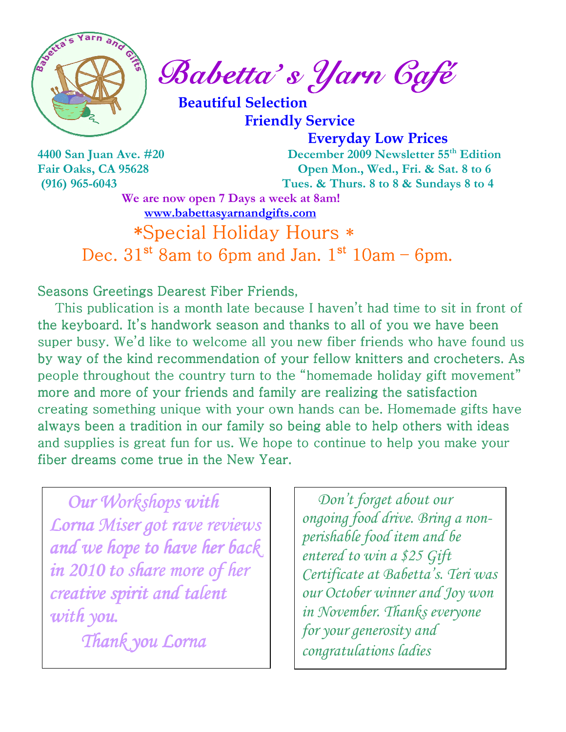# Babetta's Yarn Café

**Beautiful Selection**
**Friendly Service**
**Everyday Low Prices**

**4400 San Juan Ave. #20**
**Fair Oaks, CA 95628**
**(916) 965-6043**

**December 2009 Newsletter 55th Edition**
**Open Mon., Wed., Fri. & Sat. 8 to 6**
**Tues. & Thurs. 8 to 8 & Sundays 8 to 4**

**We are now open 7 Days a week at 8am!**

www.babettasyarnandgifts.com

## *Special Holiday Hours *

## Dec. 31st 8am to 6pm and Jan. 1st 10am – 6pm.

Seasons Greetings Dearest Fiber Friends,

This publication is a month late because I haven't had time to sit in front of the keyboard. It's handwork season and thanks to all of you we have been super busy. We'd like to welcome all you new fiber friends who have found us by way of the kind recommendation of your fellow knitters and crocheters. As people throughout the country turn to the "homemade holiday gift movement" more and more of your friends and family are realizing the satisfaction creating something unique with your own hands can be. Homemade gifts have always been a tradition in our family so being able to help others with ideas and supplies is great fun for us. We hope to continue to help you make your fiber dreams come true in the New Year.

*Our Workshops with Lorna Miser got rave reviews and we hope to have her back in 2010 to share more of her creative spirit and talent with you.*

*Thank you Lorna*

*Don't forget about our ongoing food drive. Bring a non-perishable food item and be entered to win a $25 Gift Certificate at Babetta's. Teri was our October winner and Joy won in November. Thanks everyone for your generosity and congratulations ladies*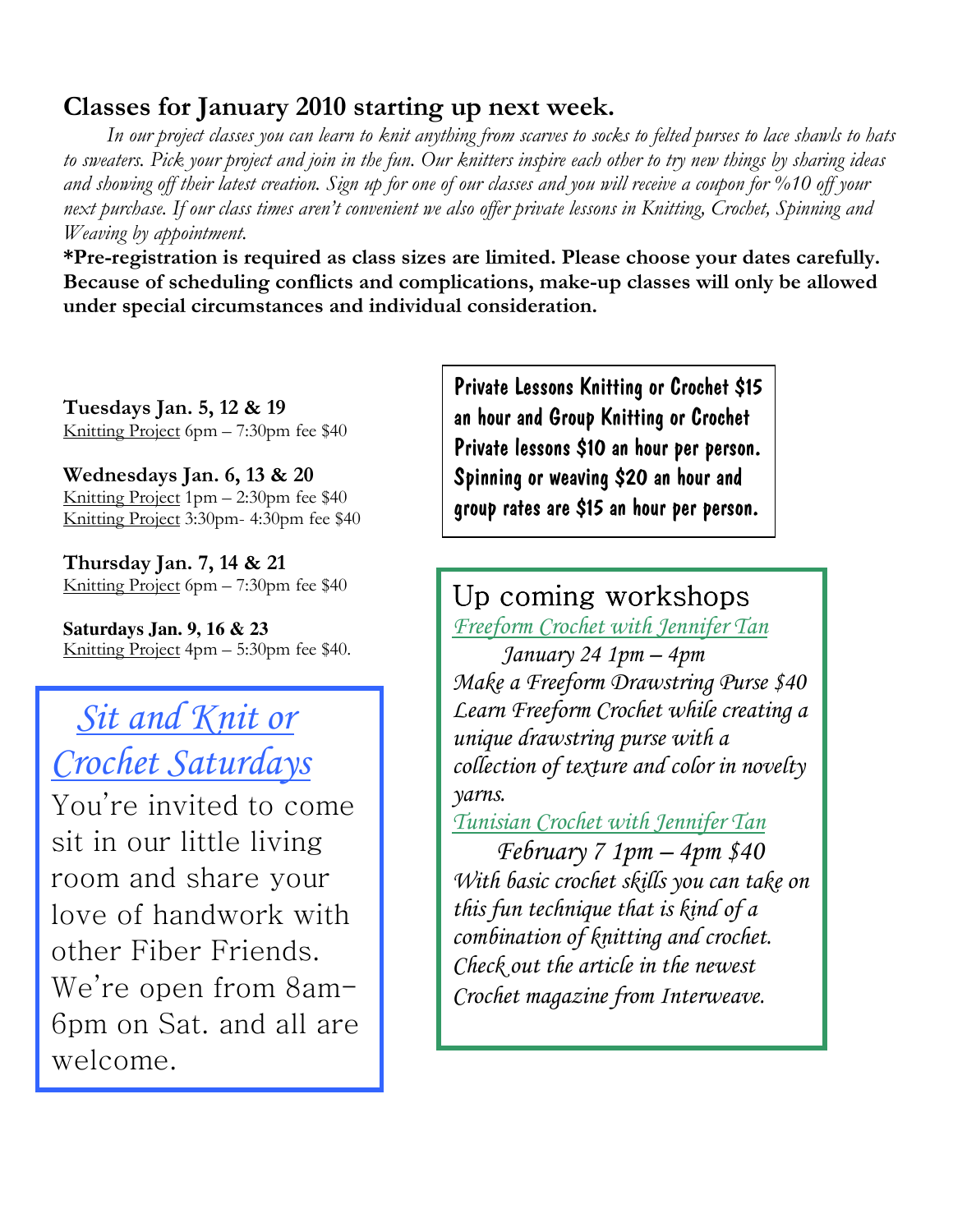## Classes for January 2010 starting up next week.

*In our project classes you can learn to knit anything from scarves to socks to felted purses to lace shawls to hats to sweaters. Pick your project and join in the fun. Our knitters inspire each other to try new things by sharing ideas and showing off their latest creation. Sign up for one of our classes and you will receive a coupon for %10 off your next purchase. If our class times aren't convenient we also offer private lessons in Knitting, Crochet, Spinning and Weaving by appointment.*

**\*Pre-registration is required as class sizes are limited. Please choose your dates carefully. Because of scheduling conflicts and complications, make-up classes will only be allowed under special circumstances and individual consideration.**

**Tuesdays Jan. 5, 12 & 19**
Knitting Project 6pm – 7:30pm fee $40

**Wednesdays Jan. 6, 13 & 20**
Knitting Project 1pm – 2:30pm fee $40
Knitting Project 3:30pm- 4:30pm fee $40

**Thursday Jan. 7, 14 & 21**
Knitting Project 6pm – 7:30pm fee $40

**Saturdays Jan. 9, 16 & 23**
Knitting Project 4pm – 5:30pm fee $40.

## *Sit and Knit or Crochet Saturdays*

You're invited to come sit in our little living room and share your love of handwork with other Fiber Friends. We're open from 8am-6pm on Sat. and all are welcome.

Private Lessons Knitting or Crochet $15 an hour and Group Knitting or Crochet Private lessons $10 an hour per person. Spinning or weaving $20 an hour and group rates are $15 an hour per person.

## Up coming workshops

*Freeform Crochet with Jennifer Tan*

*January 24 1pm – 4pm*

*Make a Freeform Drawstring Purse $40*

*Learn Freeform Crochet while creating a unique drawstring purse with a collection of texture and color in novelty yarns.*

*Tunisian Crochet with Jennifer Tan*

*February 7 1pm – 4pm $40*

*With basic crochet skills you can take on this fun technique that is kind of a combination of knitting and crochet. Check out the article in the newest Crochet magazine from Interweave.*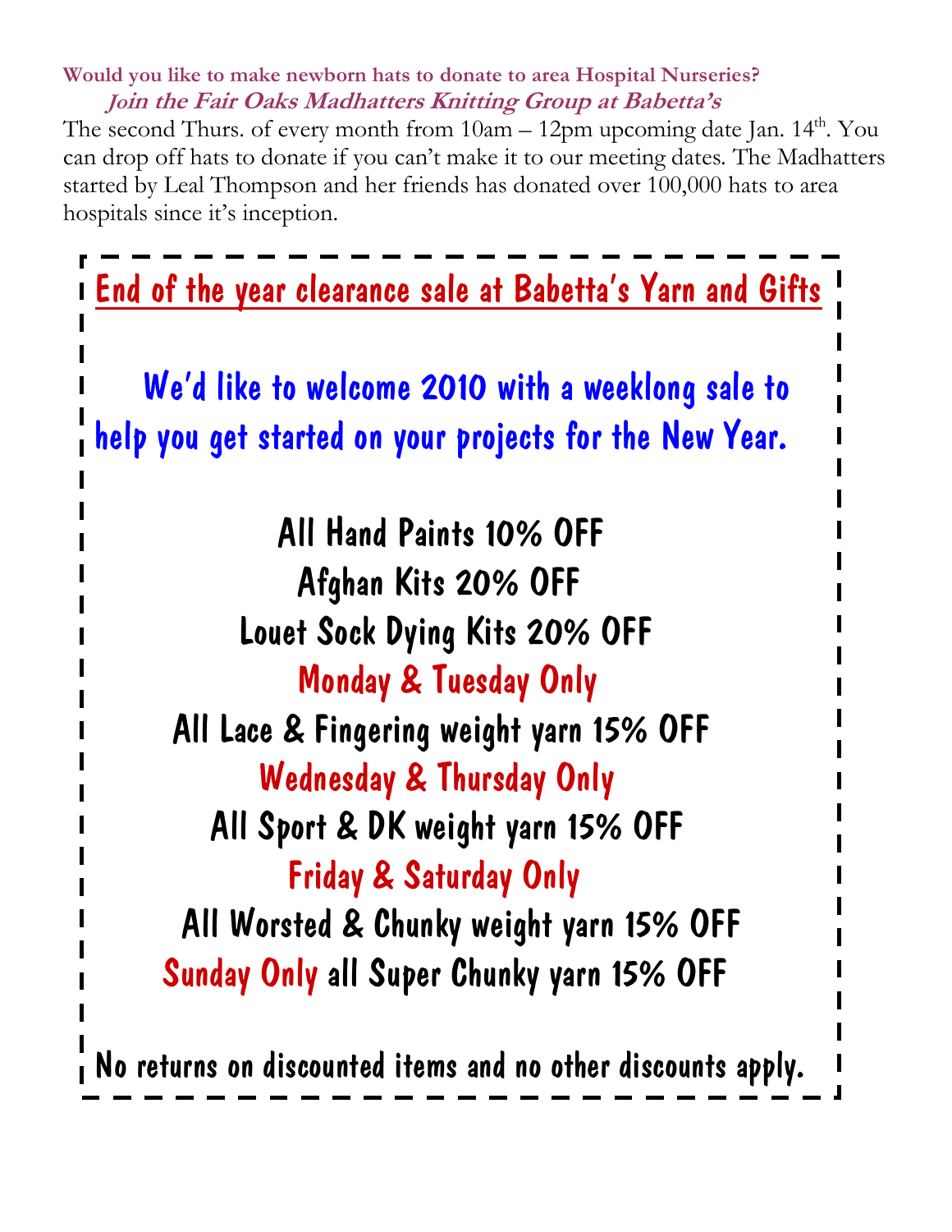**Would you like to make newborn hats to donate to area Hospital Nurseries?**

***Join the Fair Oaks Madhatters Knitting Group at Babetta's***

The second Thurs. of every month from 10am – 12pm upcoming date Jan. 14th. You can drop off hats to donate if you can't make it to our meeting dates. The Madhatters started by Leal Thompson and her friends has donated over 100,000 hats to area hospitals since it's inception.

## End of the year clearance sale at Babetta's Yarn and Gifts

We'd like to welcome 2010 with a weeklong sale to help you get started on your projects for the New Year.

All Hand Paints 10% OFF

Afghan Kits 20% OFF

Louet Sock Dying Kits 20% OFF

**Monday & Tuesday Only**

All Lace & Fingering weight yarn 15% OFF

**Wednesday & Thursday Only**

All Sport & DK weight yarn 15% OFF

**Friday & Saturday Only**

All Worsted & Chunky weight yarn 15% OFF

**Sunday Only** all Super Chunky yarn 15% OFF

No returns on discounted items and no other discounts apply.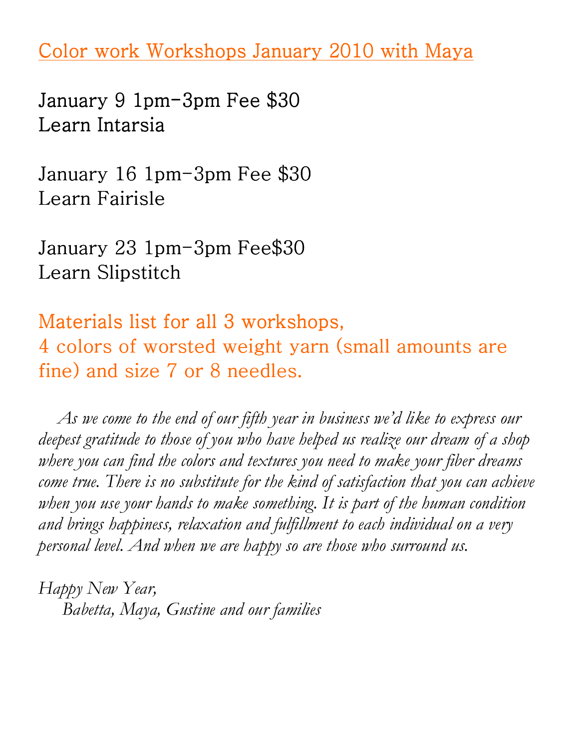## Color work Workshops January 2010 with Maya

January 9 1pm-3pm Fee $30
Learn Intarsia

January 16 1pm-3pm Fee $30
Learn Fairisle

January 23 1pm-3pm Fee$30
Learn Slipstitch

Materials list for all 3 workshops,
4 colors of worsted weight yarn (small amounts are fine) and size 7 or 8 needles.

*As we come to the end of our fifth year in business we'd like to express our deepest gratitude to those of you who have helped us realize our dream of a shop where you can find the colors and textures you need to make your fiber dreams come true. There is no substitute for the kind of satisfaction that you can achieve when you use your hands to make something. It is part of the human condition and brings happiness, relaxation and fulfillment to each individual on a very personal level. And when we are happy so are those who surround us.*

*Happy New Year,*
*Babetta, Maya, Gustine and our families*